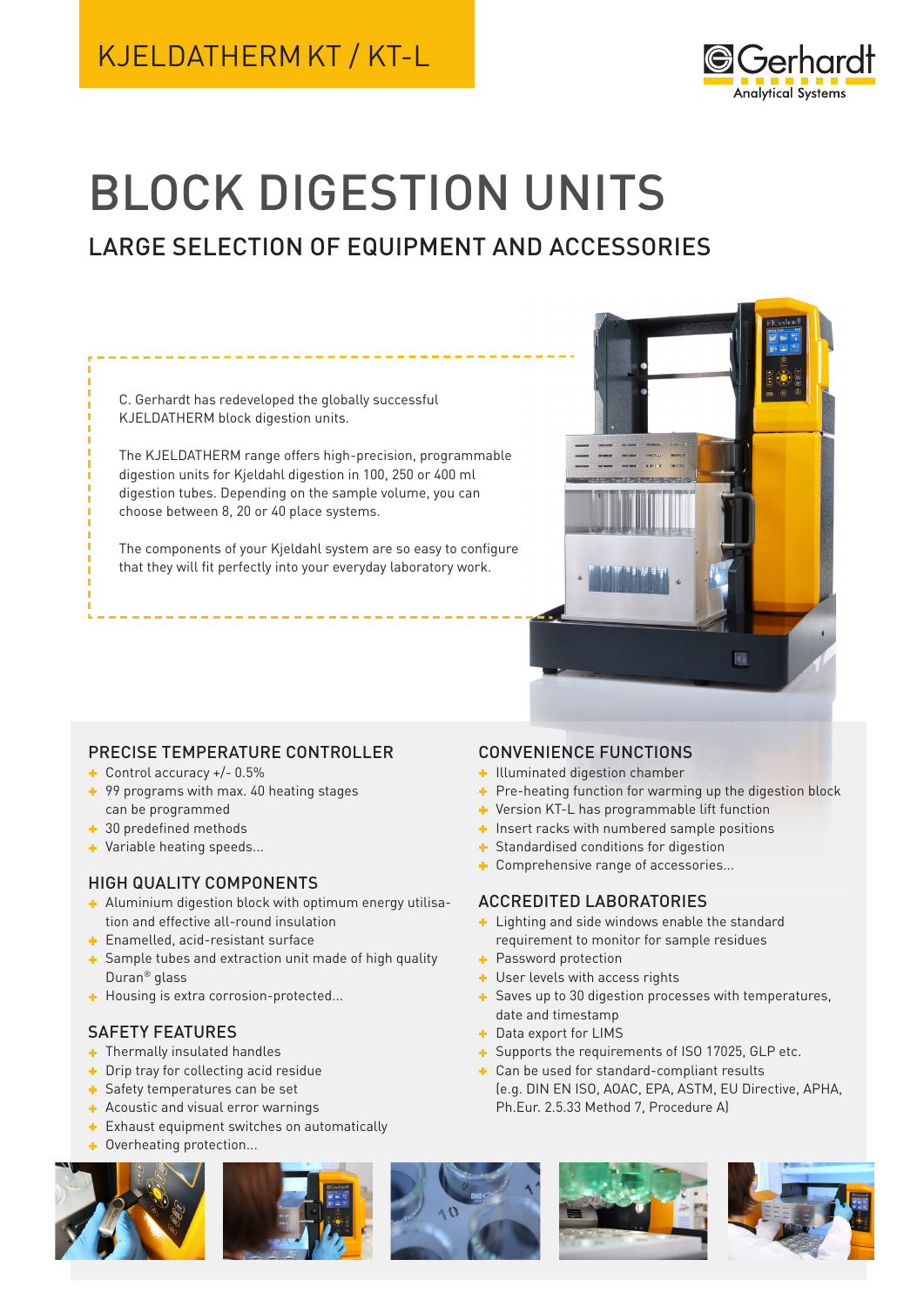KJELDATHERM KT / KT-L

Gerhardt Analytical Systems

# BLOCK DIGESTION UNITS

## LARGE SELECTION OF EQUIPMENT AND ACCESSORIES

C. Gerhardt has redeveloped the globally successful KJELDATHERM block digestion units.

The KJELDATHERM range offers high-precision, programmable digestion units for Kjeldahl digestion in 100, 250 or 400 ml digestion tubes. Depending on the sample volume, you can choose between 8, 20 or 40 place systems.

The components of your Kjeldahl system are so easy to configure that they will fit perfectly into your everyday laboratory work.

### PRECISE TEMPERATURE CONTROLLER

- Control accuracy +/- 0.5%
- 99 programs with max. 40 heating stages can be programmed
- 30 predefined methods
- Variable heating speeds...

### HIGH QUALITY COMPONENTS

- Aluminium digestion block with optimum energy utilisation and effective all-round insulation
- Enamelled, acid-resistant surface
- Sample tubes and extraction unit made of high quality Duran® glass
- Housing is extra corrosion-protected...

### SAFETY FEATURES

- Thermally insulated handles
- Drip tray for collecting acid residue
- Safety temperatures can be set
- Acoustic and visual error warnings
- Exhaust equipment switches on automatically
- Overheating protection...

### CONVENIENCE FUNCTIONS

- Illuminated digestion chamber
- Pre-heating function for warming up the digestion block
- Version KT-L has programmable lift function
- Insert racks with numbered sample positions
- Standardised conditions for digestion
- Comprehensive range of accessories...

### ACCREDITED LABORATORIES

- Lighting and side windows enable the standard requirement to monitor for sample residues
- Password protection
- User levels with access rights
- Saves up to 30 digestion processes with temperatures, date and timestamp
- Data export for LIMS
- Supports the requirements of ISO 17025, GLP etc.
- Can be used for standard-compliant results (e.g. DIN EN ISO, AOAC, EPA, ASTM, EU Directive, APHA, Ph.Eur. 2.5.33 Method 7, Procedure A)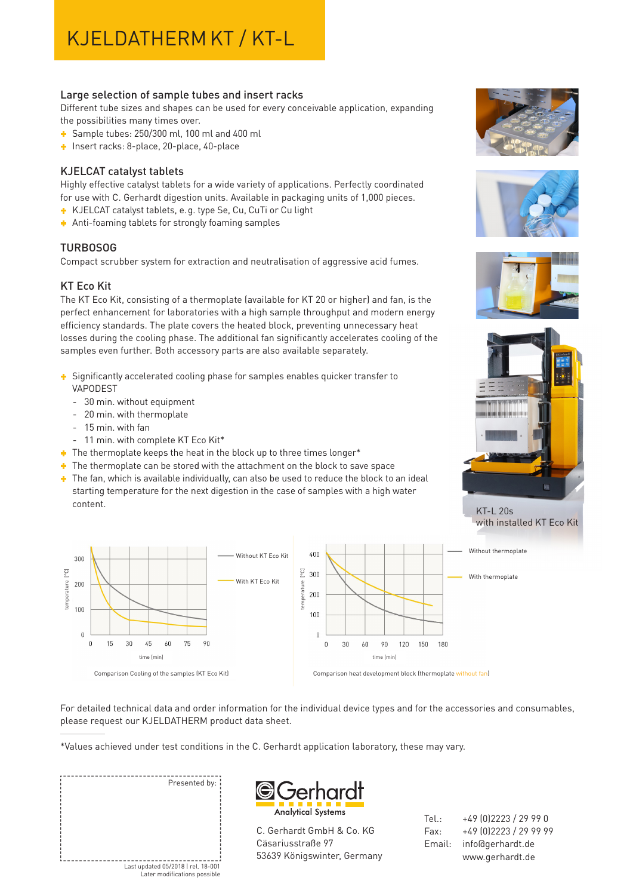# KJELDATHERM KT / KT-L

## Large selection of sample tubes and insert racks

Different tube sizes and shapes can be used for every conceivable application, expanding the possibilities many times over.

- Sample tubes: 250/300 ml, 100 ml and 400 ml
- Insert racks: 8-place, 20-place, 40-place

## KJELCAT catalyst tablets

Highly effective catalyst tablets for a wide variety of applications. Perfectly coordinated for use with C. Gerhardt digestion units. Available in packaging units of 1,000 pieces.

- KJELCAT catalyst tablets, e.g. type Se, Cu, CuTi or Cu light
- Anti-foaming tablets for strongly foaming samples

## TURBOSOG

Compact scrubber system for extraction and neutralisation of aggressive acid fumes.

## KT Eco Kit

The KT Eco Kit, consisting of a thermoplate (available for KT 20 or higher) and fan, is the perfect enhancement for laboratories with a high sample throughput and modern energy efficiency standards. The plate covers the heated block, preventing unnecessary heat losses during the cooling phase. The additional fan significantly accelerates cooling of the samples even further. Both accessory parts are also available separately.

- Significantly accelerated cooling phase for samples enables quicker transfer to VAPODEST
  - 30 min. without equipment
  - 20 min. with thermoplate
  - 15 min. with fan
  - 11 min. with complete KT Eco Kit*
- The thermoplate keeps the heat in the block up to three times longer*
- The thermoplate can be stored with the attachment on the block to save space
- The fan, which is available individually, can also be used to reduce the block to an ideal starting temperature for the next digestion in the case of samples with a high water content.

KT-L 20s
with installed KT Eco Kit

temperature [°C]
300
200
100
0
0 15 30 45 60 75 90
time [min]
Without KT Eco Kit
With KT Eco Kit

Comparison Cooling of the samples (KT Eco Kit)

temperature [°C]
400
300
200
100
0
0 30 60 90 120 150 180
time [min]
Without thermoplate
With thermoplate

Comparison heat development block (thermoplate without fan)

For detailed technical data and order information for the individual device types and for the accessories and consumables, please request our KJELDATHERM product data sheet.

*Values achieved under test conditions in the C. Gerhardt application laboratory, these may vary.

Presented by:

Last updated 05/2018 | rel. 18-001
Later modifications possible

Gerhardt
Analytical Systems

C. Gerhardt GmbH & Co. KG
Cäsariusstraße 97
53639 Königswinter, Germany

Tel.: +49 (0)2223 / 29 99 0
Fax: +49 (0)2223 / 29 99 99
Email: info@gerhardt.de
www.gerhardt.de